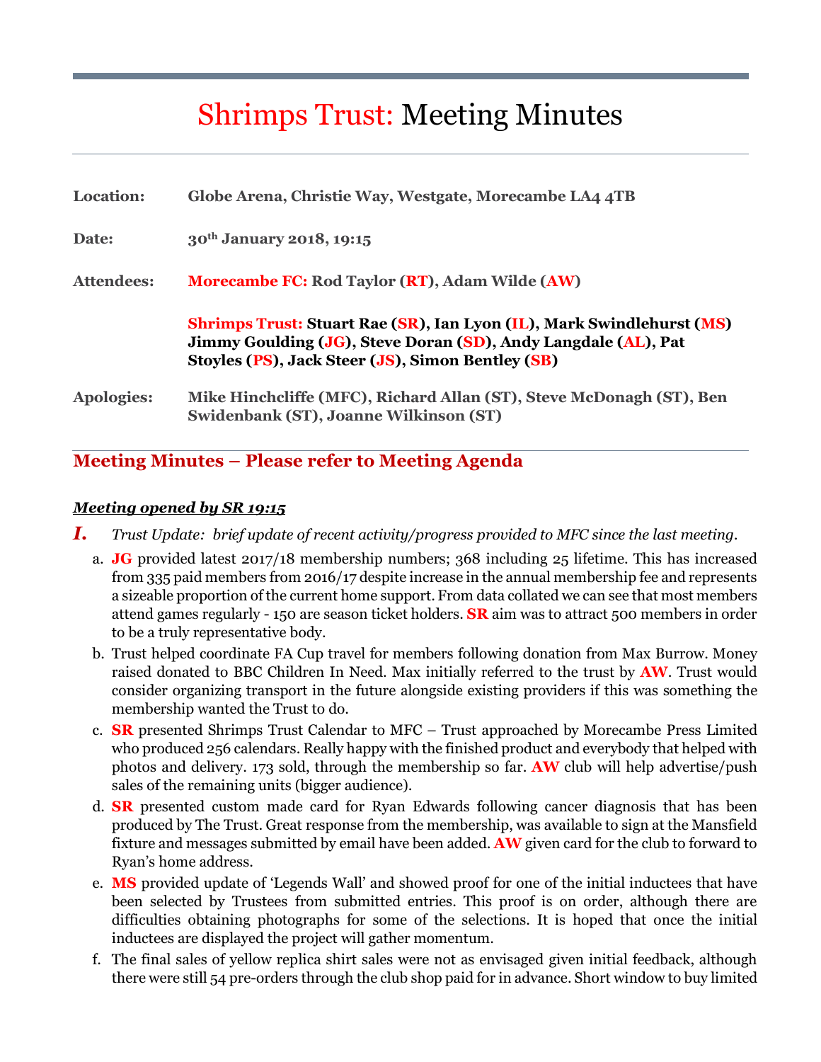# Shrimps Trust: Meeting Minutes

**Location:** Globe Arena, Christie Way, Westgate, Morecambe LA4 4TB

**Date:** 30th January 2018, 19:15

**Attendees:** **Morecambe FC:** Rod Taylor (**RT**), Adam Wilde (**AW**)

**Shrimps Trust:** Stuart Rae (**SR**), Ian Lyon (**IL**), Mark Swindlehurst (**MS**) Jimmy Goulding (**JG**), Steve Doran (**SD**), Andy Langdale (**AL**), Pat Stoyles (**PS**), Jack Steer (**JS**), Simon Bentley (**SB**)

**Apologies:** Mike Hinchcliffe (MFC), Richard Allan (ST), Steve McDonagh (ST), Ben Swidenbank (ST), Joanne Wilkinson (ST)

## Meeting Minutes – Please refer to Meeting Agenda

***Meeting opened by SR 19:15***

***I.*** *Trust Update: brief update of recent activity/progress provided to MFC since the last meeting.*

a. **JG** provided latest 2017/18 membership numbers; 368 including 25 lifetime. This has increased from 335 paid members from 2016/17 despite increase in the annual membership fee and represents a sizeable proportion of the current home support. From data collated we can see that most members attend games regularly - 150 are season ticket holders. **SR** aim was to attract 500 members in order to be a truly representative body.

b. Trust helped coordinate FA Cup travel for members following donation from Max Burrow. Money raised donated to BBC Children In Need. Max initially referred to the trust by **AW**. Trust would consider organizing transport in the future alongside existing providers if this was something the membership wanted the Trust to do.

c. **SR** presented Shrimps Trust Calendar to MFC – Trust approached by Morecambe Press Limited who produced 256 calendars. Really happy with the finished product and everybody that helped with photos and delivery. 173 sold, through the membership so far. **AW** club will help advertise/push sales of the remaining units (bigger audience).

d. **SR** presented custom made card for Ryan Edwards following cancer diagnosis that has been produced by The Trust. Great response from the membership, was available to sign at the Mansfield fixture and messages submitted by email have been added. **AW** given card for the club to forward to Ryan's home address.

e. **MS** provided update of 'Legends Wall' and showed proof for one of the initial inductees that have been selected by Trustees from submitted entries. This proof is on order, although there are difficulties obtaining photographs for some of the selections. It is hoped that once the initial inductees are displayed the project will gather momentum.

f. The final sales of yellow replica shirt sales were not as envisaged given initial feedback, although there were still 54 pre-orders through the club shop paid for in advance. Short window to buy limited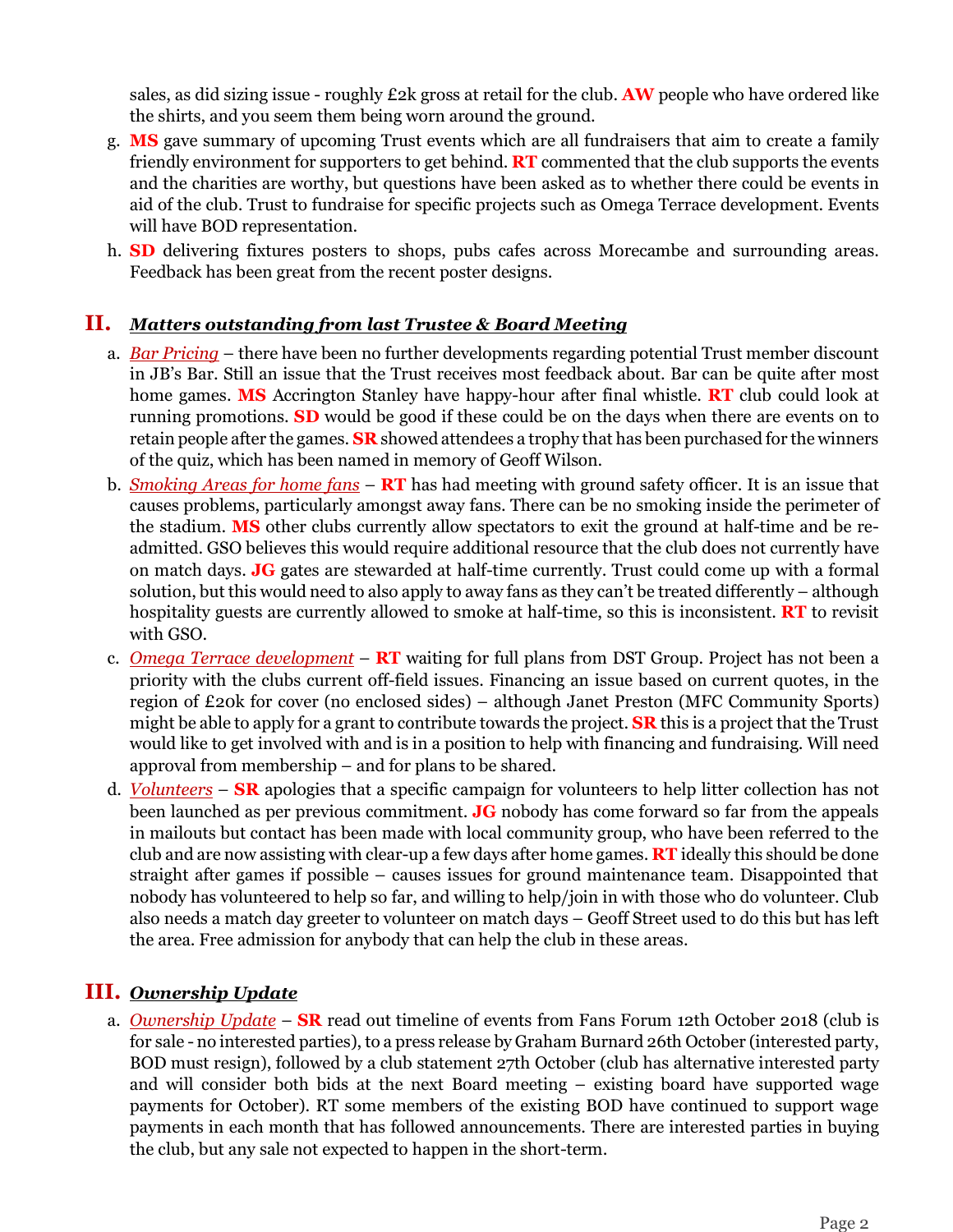sales, as did sizing issue - roughly £2k gross at retail for the club. **AW** people who have ordered like the shirts, and you seem them being worn around the ground.

g. **MS** gave summary of upcoming Trust events which are all fundraisers that aim to create a family friendly environment for supporters to get behind. **RT** commented that the club supports the events and the charities are worthy, but questions have been asked as to whether there could be events in aid of the club. Trust to fundraise for specific projects such as Omega Terrace development. Events will have BOD representation.

h. **SD** delivering fixtures posters to shops, pubs cafes across Morecambe and surrounding areas. Feedback has been great from the recent poster designs.

## II. *Matters outstanding from last Trustee & Board Meeting*

a. *Bar Pricing* – there have been no further developments regarding potential Trust member discount in JB's Bar. Still an issue that the Trust receives most feedback about. Bar can be quite after most home games. **MS** Accrington Stanley have happy-hour after final whistle. **RT** club could look at running promotions. **SD** would be good if these could be on the days when there are events on to retain people after the games. **SR** showed attendees a trophy that has been purchased for the winners of the quiz, which has been named in memory of Geoff Wilson.

b. *Smoking Areas for home fans* – **RT** has had meeting with ground safety officer. It is an issue that causes problems, particularly amongst away fans. There can be no smoking inside the perimeter of the stadium. **MS** other clubs currently allow spectators to exit the ground at half-time and be re-admitted. GSO believes this would require additional resource that the club does not currently have on match days. **JG** gates are stewarded at half-time currently. Trust could come up with a formal solution, but this would need to also apply to away fans as they can't be treated differently – although hospitality guests are currently allowed to smoke at half-time, so this is inconsistent. **RT** to revisit with GSO.

c. *Omega Terrace development* – **RT** waiting for full plans from DST Group. Project has not been a priority with the clubs current off-field issues. Financing an issue based on current quotes, in the region of £20k for cover (no enclosed sides) – although Janet Preston (MFC Community Sports) might be able to apply for a grant to contribute towards the project. **SR** this is a project that the Trust would like to get involved with and is in a position to help with financing and fundraising. Will need approval from membership – and for plans to be shared.

d. *Volunteers* – **SR** apologies that a specific campaign for volunteers to help litter collection has not been launched as per previous commitment. **JG** nobody has come forward so far from the appeals in mailouts but contact has been made with local community group, who have been referred to the club and are now assisting with clear-up a few days after home games. **RT** ideally this should be done straight after games if possible – causes issues for ground maintenance team. Disappointed that nobody has volunteered to help so far, and willing to help/join in with those who do volunteer. Club also needs a match day greeter to volunteer on match days – Geoff Street used to do this but has left the area. Free admission for anybody that can help the club in these areas.

## III. *Ownership Update*

a. *Ownership Update* – **SR** read out timeline of events from Fans Forum 12th October 2018 (club is for sale - no interested parties), to a press release by Graham Burnard 26th October (interested party, BOD must resign), followed by a club statement 27th October (club has alternative interested party and will consider both bids at the next Board meeting – existing board have supported wage payments for October). RT some members of the existing BOD have continued to support wage payments in each month that has followed announcements. There are interested parties in buying the club, but any sale not expected to happen in the short-term.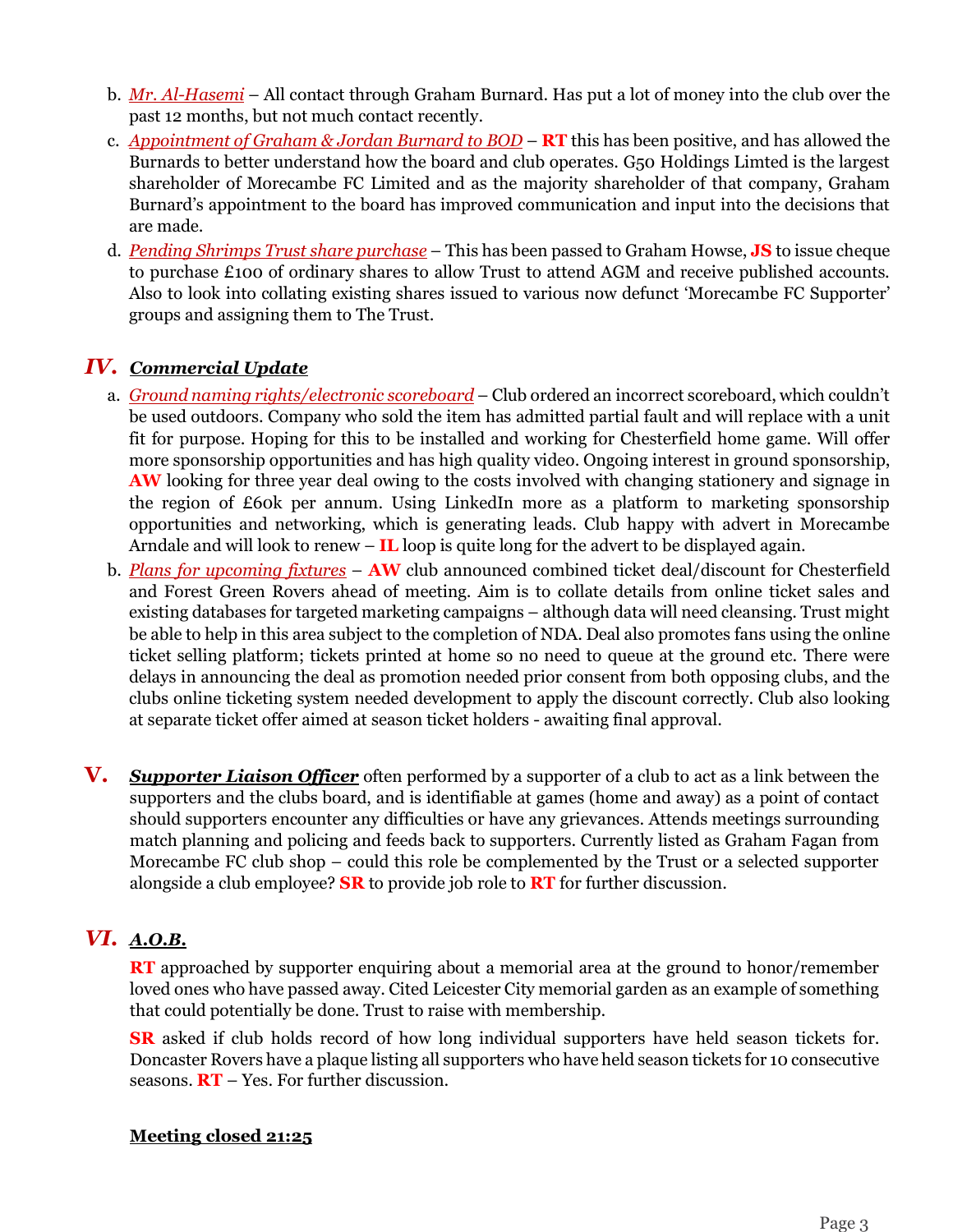b. *Mr. Al-Hasemi* – All contact through Graham Burnard. Has put a lot of money into the club over the past 12 months, but not much contact recently.

c. *Appointment of Graham & Jordan Burnard to BOD* – **RT** this has been positive, and has allowed the Burnards to better understand how the board and club operates. G50 Holdings Limted is the largest shareholder of Morecambe FC Limited and as the majority shareholder of that company, Graham Burnard's appointment to the board has improved communication and input into the decisions that are made.

d. *Pending Shrimps Trust share purchase* – This has been passed to Graham Howse, **JS** to issue cheque to purchase £100 of ordinary shares to allow Trust to attend AGM and receive published accounts. Also to look into collating existing shares issued to various now defunct 'Morecambe FC Supporter' groups and assigning them to The Trust.

## IV. Commercial Update

a. *Ground naming rights/electronic scoreboard* – Club ordered an incorrect scoreboard, which couldn't be used outdoors. Company who sold the item has admitted partial fault and will replace with a unit fit for purpose. Hoping for this to be installed and working for Chesterfield home game. Will offer more sponsorship opportunities and has high quality video. Ongoing interest in ground sponsorship, **AW** looking for three year deal owing to the costs involved with changing stationery and signage in the region of £60k per annum. Using LinkedIn more as a platform to marketing sponsorship opportunities and networking, which is generating leads. Club happy with advert in Morecambe Arndale and will look to renew – **IL** loop is quite long for the advert to be displayed again.

b. *Plans for upcoming fixtures* – **AW** club announced combined ticket deal/discount for Chesterfield and Forest Green Rovers ahead of meeting. Aim is to collate details from online ticket sales and existing databases for targeted marketing campaigns – although data will need cleansing. Trust might be able to help in this area subject to the completion of NDA. Deal also promotes fans using the online ticket selling platform; tickets printed at home so no need to queue at the ground etc. There were delays in announcing the deal as promotion needed prior consent from both opposing clubs, and the clubs online ticketing system needed development to apply the discount correctly. Club also looking at separate ticket offer aimed at season ticket holders - awaiting final approval.

## V. Supporter Liaison Officer

**Supporter Liaison Officer** often performed by a supporter of a club to act as a link between the supporters and the clubs board, and is identifiable at games (home and away) as a point of contact should supporters encounter any difficulties or have any grievances. Attends meetings surrounding match planning and policing and feeds back to supporters. Currently listed as Graham Fagan from Morecambe FC club shop – could this role be complemented by the Trust or a selected supporter alongside a club employee? **SR** to provide job role to **RT** for further discussion.

## VI. A.O.B.

**RT** approached by supporter enquiring about a memorial area at the ground to honor/remember loved ones who have passed away. Cited Leicester City memorial garden as an example of something that could potentially be done. Trust to raise with membership.

**SR** asked if club holds record of how long individual supporters have held season tickets for. Doncaster Rovers have a plaque listing all supporters who have held season tickets for 10 consecutive seasons. **RT** – Yes. For further discussion.

**Meeting closed 21:25**